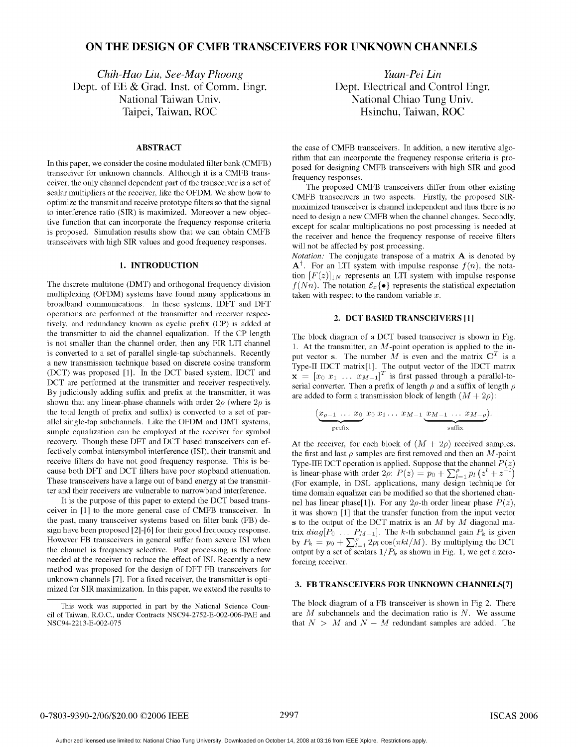# ON THE DESIGN OF CMFB TRANSCEIVERS FOR UNKNOWN CHANNELS

*Chih-Hao Liu, See-May Phoong*
Dept. of EE & Grad. Inst. of Comm. Engr.
National Taiwan Univ.
Taipei, Taiwan, ROC

*Yuan-Pei Lin*
Dept. Electrical and Control Engr.
National Chiao Tung Univ.
Hsinchu, Taiwan, ROC

## ABSTRACT

In this paper, we consider the cosine modulated filter bank (CMFB) transceiver for unknown channels. Although it is a CMFB transceiver, the only channel dependent part of the transceiver is a set of scalar multipliers at the receiver, like the OFDM. We show how to optimize the transmit and receive prototype filters so that the signal to interference ratio (SIR) is maximized. Moreover a new objective function that can incorporate the frequency response criteria is proposed. Simulation results show that we can obtain CMFB transceivers with high SIR values and good frequency responses.

## 1. INTRODUCTION

The discrete multitone (DMT) and orthogonal frequency division multiplexing (OFDM) systems have found many applications in broadband communications. In these systems, IDFT and DFT operations are performed at the transmitter and receiver respectively, and redundancy known as cyclic prefix (CP) is added at the transmitter to aid the channel equalization. If the CP length is not smaller than the channel order, then any FIR LTI channel is converted to a set of parallel single-tap subchannels. Recently a new transmission technique based on discrete cosine transform (DCT) was proposed [1]. In the DCT based system, IDCT and DCT are performed at the transmitter and receiver respectively. By judiciously adding suffix and prefix at the transmitter, it was shown that any linear-phase channels with order $2\rho$ (where $2\rho$ is the total length of prefix and suffix) is converted to a set of parallel single-tap subchannels. Like the OFDM and DMT systems, simple equalization can be employed at the receiver for symbol recovery. Though these DFT and DCT based transceivers can effectively combat intersymbol interference (ISI), their transmit and receive filters do have not good frequency response. This is because both DFT and DCT filters have poor stopband attenuation. These transceivers have a large out of band energy at the transmitter and their receivers are vulnerable to narrowband interference.

It is the purpose of this paper to extend the DCT based transceiver in [1] to the more general case of CMFB transceiver. In the past, many transceiver systems based on filter bank (FB) design have been proposed [2]-[6] for their good frequency response. However FB transceivers in general suffer from severe ISI when the channel is frequency selective. Post processing is therefore needed at the receiver to reduce the effect of ISI. Recently a new method was proposed for the design of DFT FB transceivers for unknown channels [7]. For a fixed receiver, the transmitter is optimized for SIR maximization. In this paper, we extend the results to the case of CMFB transceivers. In addition, a new iterative algorithm that can incorporate the frequency response criteria is proposed for designing CMFB transceivers with high SIR and good frequency responses.

The proposed CMFB transceivers differ from other existing CMFB transceivers in two aspects. Firstly, the proposed SIR-maximized transceiver is channel independent and thus there is no need to design a new CMFB when the channel changes. Secondly, except for scalar multiplications no post processing is needed at the receiver and hence the frequency response of receive filters will not be affected by post processing.

*Notation:* The conjugate transpose of a matrix $\mathbf{A}$ is denoted by $\mathbf{A}^\dagger$. For an LTI system with impulse response $f(n)$, the notation $[F(z)]_{\downarrow N}$ represents an LTI system with impulse response $f(Nn)$. The notation $\mathcal{E}_x\{\bullet\}$ represents the statistical expectation taken with respect to the random variable $x$.

## 2. DCT BASED TRANSCEIVERS [1]

The block diagram of a DCT based transceiver is shown in Fig. 1. At the transmitter, an $M$-point operation is applied to the input vector $\mathbf{s}$. The number $M$ is even and the matrix $\mathbf{C}^T$ is a Type-II IDCT matrix[1]. The output vector of the IDCT matrix $\mathbf{x} = [x_0\ x_1\ \ldots\ x_{M-1}]^T$ is first passed through a parallel-to-serial converter. Then a prefix of length $\rho$ and a suffix of length $\rho$ are added to form a transmission block of length $(M + 2\rho)$:

$$(\underbrace{x_{\rho-1}\ \ldots\ x_0}_{\text{prefix}}\ x_0\, x_1 \ldots\, x_{M-1}\, \underbrace{x_{M-1}\ \ldots\ x_{M-\rho}}_{\text{suffix}}).$$

At the receiver, for each block of $(M + 2\rho)$ received samples, the first and last $\rho$ samples are first removed and then an $M$-point Type-IIE DCT operation is applied. Suppose that the channel $P(z)$ is linear-phase with order $2\rho$: $P(z) = p_0 + \sum_{l=1}^{\rho} p_l \left(z^l + z^{-l}\right)$ (For example, in DSL applications, many design technique for time domain equalizer can be modified so that the shortened channel has linear phase[1]). For any $2\rho$-th order linear phase $P(z)$, it was shown [1] that the transfer function from the input vector $\mathbf{s}$ to the output of the DCT matrix is an $M$ by $M$ diagonal matrix $diag[P_0\ \ldots\ P_{M-1}]$. The $k$-th subchannel gain $P_k$ is given by $P_k = p_0 + \sum_{l=1}^{\rho} 2p_l \cos(\pi kl/M)$. By multiplying the DCT output by a set of scalars $1/P_k$ as shown in Fig. 1, we get a zero-forcing receiver.

## 3. FB TRANSCEIVERS FOR UNKNOWN CHANNELS[7]

The block diagram of a FB transceiver is shown in Fig 2. There are $M$ subchannels and the decimation ratio is $N$. We assume that $N > M$ and $N - M$ redundant samples are added. The

This work was supported in part by the National Science Council of Taiwan, R.O.C., under Contracts NSC94-2752-E-002-006-PAE and NSC94-2213-E-002-075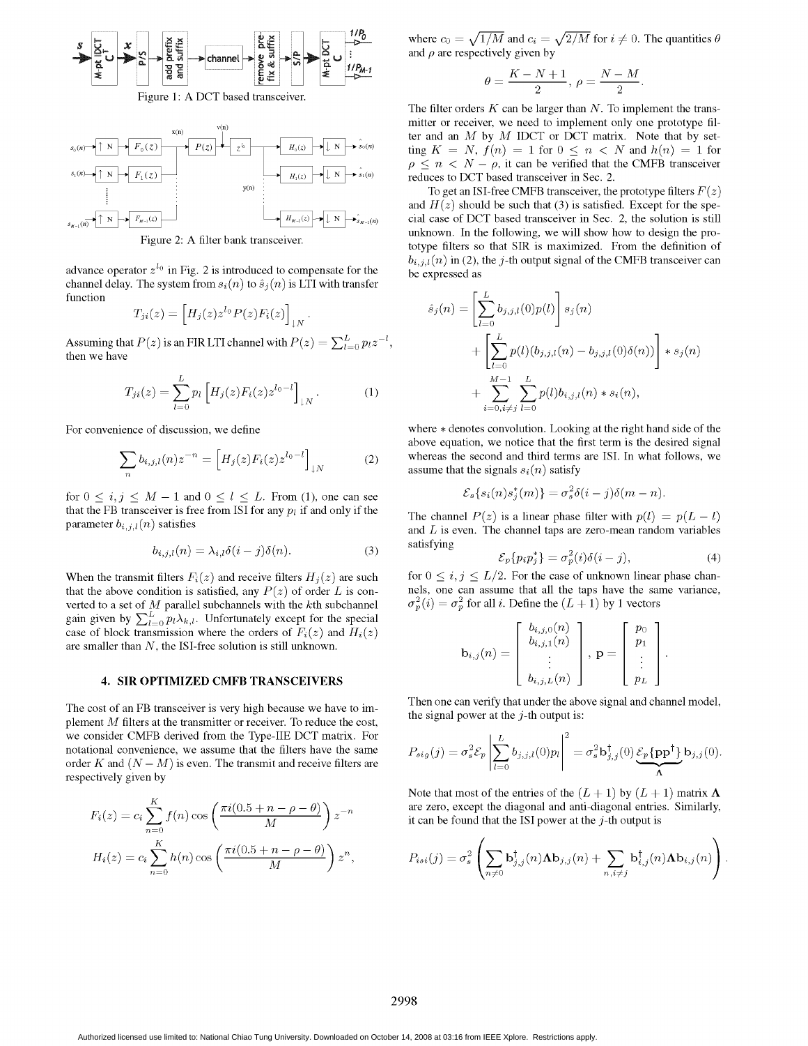Figure 1: A DCT based transceiver.

Figure 2: A filter bank transceiver.

advance operator $z^{l_0}$ in Fig. 2 is introduced to compensate for the channel delay. The system from $s_i(n)$ to $\hat{s}_j(n)$ is LTI with transfer function

$$T_{ji}(z) = \left[H_j(z)z^{l_0}P(z)F_i(z)\right]_{\downarrow N}.$$

Assuming that $P(z)$ is an FIR LTI channel with $P(z) = \sum_{l=0}^{L} p_l z^{-l}$, then we have

$$T_{ji}(z) = \sum_{l=0}^{L} p_l \left[H_j(z)F_i(z)z^{l_0-l}\right]_{\downarrow N}. \quad (1)$$

For convenience of discussion, we define

$$\sum_n b_{i,j,l}(n)z^{-n} = \left[H_j(z)F_i(z)z^{l_0-l}\right]_{\downarrow N} \quad (2)$$

for $0 \le i,j \le M-1$ and $0 \le l \le L$. From (1), one can see that the FB transceiver is free from ISI for any $p_l$ if and only if the parameter $b_{i,j,l}(n)$ satisfies

$$b_{i,j,l}(n) = \lambda_{i,l}\delta(i-j)\delta(n). \quad (3)$$

When the transmit filters $F_i(z)$ and receive filters $H_j(z)$ are such that the above condition is satisfied, any $P(z)$ of order $L$ is converted to a set of $M$ parallel subchannels with the $k$th subchannel gain given by $\sum_{l=0}^{L} p_l\lambda_{k,l}$. Unfortunately except for the special case of block transmission where the orders of $F_i(z)$ and $H_i(z)$ are smaller than $N$, the ISI-free solution is still unknown.

## 4. SIR OPTIMIZED CMFB TRANSCEIVERS

The cost of an FB transceiver is very high because we have to implement $M$ filters at the transmitter or receiver. To reduce the cost, we consider CMFB derived from the Type-IIE DCT matrix. For notational convenience, we assume that the filters have the same order $K$ and $(N-M)$ is even. The transmit and receive filters are respectively given by

$$F_i(z) = c_i \sum_{n=0}^{K} f(n)\cos\left(\frac{\pi i(0.5+n-\rho-\theta)}{M}\right)z^{-n}$$

$$H_i(z) = c_i \sum_{n=0}^{K} h(n)\cos\left(\frac{\pi i(0.5+n-\rho-\theta)}{M}\right)z^{n},$$

where $c_0 = \sqrt{1/M}$ and $c_i = \sqrt{2/M}$ for $i \neq 0$. The quantities $\theta$ and $\rho$ are respectively given by

$$\theta = \frac{K-N+1}{2},\ \rho = \frac{N-M}{2}.$$

The filter orders $K$ can be larger than $N$. To implement the transmitter or receiver, we need to implement only one prototype filter and an $M$ by $M$ IDCT or DCT matrix. Note that by setting $K = N$, $f(n) = 1$ for $0 \le n < N$ and $h(n) = 1$ for $\rho \le n < N-\rho$, it can be verified that the CMFB transceiver reduces to DCT based transceiver in Sec. 2.

To get an ISI-free CMFB transceiver, the prototype filters $F(z)$ and $H(z)$ should be such that (3) is satisfied. Except for the special case of DCT based transceiver in Sec. 2, the solution is still unknown. In the following, we will show how to design the prototype filters so that SIR is maximized. From the definition of $b_{i,j,l}(n)$ in (2), the $j$-th output signal of the CMFB transceiver can be expressed as

$$\begin{aligned}\hat{s}_j(n) &= \left[\sum_{l=0}^{L} b_{j,j,l}(0)p(l)\right]s_j(n) \\ &+ \left[\sum_{l=0}^{L} p(l)(b_{j,j,l}(n) - b_{j,j,l}(0)\delta(n))\right] * s_j(n) \\ &+ \sum_{i=0,i\neq j}^{M-1}\sum_{l=0}^{L} p(l)b_{i,j,l}(n) * s_i(n),\end{aligned}$$

where $*$ denotes convolution. Looking at the right hand side of the above equation, we notice that the first term is the desired signal whereas the second and third terms are ISI. In what follows, we assume that the signals $s_i(n)$ satisfy

$$\mathcal{E}_s\{s_i(n)s_j^*(m)\} = \sigma_s^2\delta(i-j)\delta(m-n).$$

The channel $P(z)$ is a linear phase filter with $p(l) = p(L-l)$ and $L$ is even. The channel taps are zero-mean random variables satisfying

$$\mathcal{E}_p\{p_i p_j^*\} = \sigma_p^2(i)\delta(i-j), \quad (4)$$

for $0 \le i,j \le L/2$. For the case of unknown linear phase channels, one can assume that all the taps have the same variance, $\sigma_p^2(i) = \sigma_p^2$ for all $i$. Define the $(L+1)$ by 1 vectors

$$\mathbf{b}_{i,j}(n) = \begin{bmatrix} b_{i,j,0}(n) \\ b_{i,j,1}(n) \\ \vdots \\ b_{i,j,L}(n)\end{bmatrix},\ \mathbf{p} = \begin{bmatrix} p_0 \\ p_1 \\ \vdots \\ p_L\end{bmatrix}.$$

Then one can verify that under the above signal and channel model, the signal power at the $j$-th output is:

$$P_{sig}(j) = \sigma_s^2\mathcal{E}_p\left|\sum_{l=0}^{L} b_{j,j,l}(0)p_l\right|^2 = \sigma_s^2\mathbf{b}_{j,j}^\dagger(0)\underbrace{\mathcal{E}_p\{\mathbf{p}\mathbf{p}^\dagger\}}_{\mathbf{\Lambda}}\mathbf{b}_{j,j}(0).$$

Note that most of the entries of the $(L+1)$ by $(L+1)$ matrix $\mathbf{\Lambda}$ are zero, except the diagonal and anti-diagonal entries. Similarly, it can be found that the ISI power at the $j$-th output is

$$P_{isi}(j) = \sigma_s^2\left(\sum_{n\neq 0}\mathbf{b}_{j,j}^\dagger(n)\mathbf{\Lambda}\mathbf{b}_{j,j}(n) + \sum_{n,i\neq j}\mathbf{b}_{i,j}^\dagger(n)\mathbf{\Lambda}\mathbf{b}_{i,j}(n)\right).$$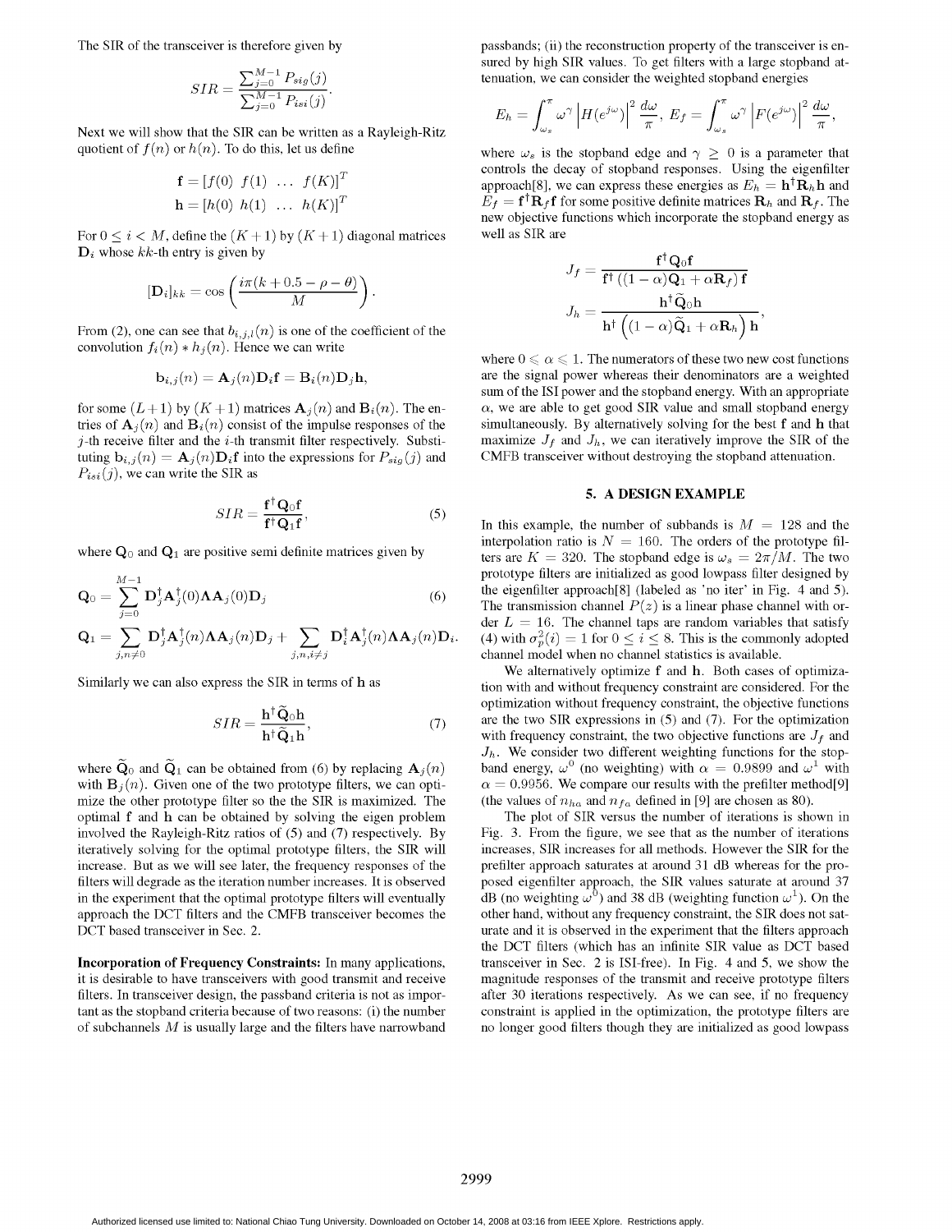The SIR of the transceiver is therefore given by

$$SIR = \frac{\sum_{j=0}^{M-1} P_{sig}(j)}{\sum_{j=0}^{M-1} P_{isi}(j)}.$$

Next we will show that the SIR can be written as a Rayleigh-Ritz quotient of $f(n)$ or $h(n)$. To do this, let us define

$$\mathbf{f} = [f(0)\ f(1)\ \ldots\ f(K)]^T$$
$$\mathbf{h} = [h(0)\ h(1)\ \ldots\ h(K)]^T$$

For $0 \leq i < M$, define the $(K+1)$ by $(K+1)$ diagonal matrices $\mathbf{D}_i$ whose $kk$-th entry is given by

$$[\mathbf{D}_i]_{kk} = \cos\left(\frac{i\pi(k + 0.5 - \rho - \theta)}{M}\right).$$

From (2), one can see that $b_{i,j,l}(n)$ is one of the coefficient of the convolution $f_i(n) * h_j(n)$. Hence we can write

$$\mathbf{b}_{i,j}(n) = \mathbf{A}_j(n)\mathbf{D}_i\mathbf{f} = \mathbf{B}_i(n)\mathbf{D}_j\mathbf{h},$$

for some $(L+1)$ by $(K+1)$ matrices $\mathbf{A}_j(n)$ and $\mathbf{B}_i(n)$. The entries of $\mathbf{A}_j(n)$ and $\mathbf{B}_i(n)$ consist of the impulse responses of the $j$-th receive filter and the $i$-th transmit filter respectively. Substituting $\mathbf{b}_{i,j}(n) = \mathbf{A}_j(n)\mathbf{D}_i\mathbf{f}$ into the expressions for $P_{sig}(j)$ and $P_{isi}(j)$, we can write the SIR as

$$SIR = \frac{\mathbf{f}^\dagger \mathbf{Q}_0 \mathbf{f}}{\mathbf{f}^\dagger \mathbf{Q}_1 \mathbf{f}}, \tag{5}$$

where $\mathbf{Q}_0$ and $\mathbf{Q}_1$ are positive semi definite matrices given by

$$\mathbf{Q}_0 = \sum_{j=0}^{M-1} \mathbf{D}_j^\dagger \mathbf{A}_j^\dagger(0) \mathbf{\Lambda} \mathbf{A}_j(0) \mathbf{D}_j \tag{6}$$

$$\mathbf{Q}_1 = \sum_{j,n\neq 0} \mathbf{D}_j^\dagger \mathbf{A}_j^\dagger(n) \mathbf{\Lambda} \mathbf{A}_j(n) \mathbf{D}_j + \sum_{j,n,i\neq j} \mathbf{D}_i^\dagger \mathbf{A}_j^\dagger(n) \mathbf{\Lambda} \mathbf{A}_j(n) \mathbf{D}_i.$$

Similarly we can also express the SIR in terms of $\mathbf{h}$ as

$$SIR = \frac{\mathbf{h}^\dagger \widetilde{\mathbf{Q}}_0 \mathbf{h}}{\mathbf{h}^\dagger \widetilde{\mathbf{Q}}_1 \mathbf{h}}, \tag{7}$$

where $\widetilde{\mathbf{Q}}_0$ and $\widetilde{\mathbf{Q}}_1$ can be obtained from (6) by replacing $\mathbf{A}_j(n)$ with $\mathbf{B}_j(n)$. Given one of the two prototype filters, we can optimize the other prototype filter so the the SIR is maximized. The optimal $\mathbf{f}$ and $\mathbf{h}$ can be obtained by solving the eigen problem involved the Rayleigh-Ritz ratios of (5) and (7) respectively. By iteratively solving for the optimal prototype filters, the SIR will increase. But as we will see later, the frequency responses of the filters will degrade as the iteration number increases. It is observed in the experiment that the optimal prototype filters will eventually approach the DCT filters and the CMFB transceiver becomes the DCT based transceiver in Sec. 2.

**Incorporation of Frequency Constraints:** In many applications, it is desirable to have transceivers with good transmit and receive filters. In transceiver design, the passband criteria is not as important as the stopband criteria because of two reasons: (i) the number of subchannels $M$ is usually large and the filters have narrowband passbands; (ii) the reconstruction property of the transceiver is ensured by high SIR values. To get filters with a large stopband attenuation, we can consider the weighted stopband energies

$$E_h = \int_{\omega_s}^{\pi} \omega^\gamma \left|H(e^{j\omega})\right|^2 \frac{d\omega}{\pi},\ E_f = \int_{\omega_s}^{\pi} \omega^\gamma \left|F(e^{j\omega})\right|^2 \frac{d\omega}{\pi},$$

where $\omega_s$ is the stopband edge and $\gamma \geq 0$ is a parameter that controls the decay of stopband responses. Using the eigenfilter approach[8], we can express these energies as $E_h = \mathbf{h}^\dagger \mathbf{R}_h \mathbf{h}$ and $E_f = \mathbf{f}^\dagger \mathbf{R}_f \mathbf{f}$ for some positive definite matrices $\mathbf{R}_h$ and $\mathbf{R}_f$. The new objective functions which incorporate the stopband energy as well as SIR are

$$J_f = \frac{\mathbf{f}^\dagger \mathbf{Q}_0 \mathbf{f}}{\mathbf{f}^\dagger \left((1-\alpha)\mathbf{Q}_1 + \alpha \mathbf{R}_f\right)\mathbf{f}}$$

$$J_h = \frac{\mathbf{h}^\dagger \widetilde{\mathbf{Q}}_0 \mathbf{h}}{\mathbf{h}^\dagger \left((1-\alpha)\widetilde{\mathbf{Q}}_1 + \alpha \mathbf{R}_h\right)\mathbf{h}},$$

where $0 \leqslant \alpha \leqslant 1$. The numerators of these two new cost functions are the signal power whereas their denominators are a weighted sum of the ISI power and the stopband energy. With an appropriate $\alpha$, we are able to get good SIR value and small stopband energy simultaneously. By alternatively solving for the best $\mathbf{f}$ and $\mathbf{h}$ that maximize $J_f$ and $J_h$, we can iteratively improve the SIR of the CMFB transceiver without destroying the stopband attenuation.

## 5. A DESIGN EXAMPLE

In this example, the number of subbands is $M = 128$ and the interpolation ratio is $N = 160$. The orders of the prototype filters are $K = 320$. The stopband edge is $\omega_s = 2\pi/M$. The two prototype filters are initialized as good lowpass filter designed by the eigenfilter approach[8] (labeled as 'no iter' in Fig. 4 and 5). The transmission channel $P(z)$ is a linear phase channel with order $L = 16$. The channel taps are random variables that satisfy (4) with $\sigma_p^2(i) = 1$ for $0 \leq i \leq 8$. This is the commonly adopted channel model when no channel statistics is available.

We alternatively optimize $\mathbf{f}$ and $\mathbf{h}$. Both cases of optimization with and without frequency constraint are considered. For the optimization without frequency constraint, the objective functions are the two SIR expressions in (5) and (7). For the optimization with frequency constraint, the two objective functions are $J_f$ and $J_h$. We consider two different weighting functions for the stopband energy, $\omega^0$ (no weighting) with $\alpha = 0.9899$ and $\omega^1$ with $\alpha = 0.9956$. We compare our results with the prefilter method[9] (the values of $n_{ha}$ and $n_{fa}$ defined in [9] are chosen as 80).

The plot of SIR versus the number of iterations is shown in Fig. 3. From the figure, we see that as the number of iterations increases, SIR increases for all methods. However the SIR for the prefilter approach saturates at around 31 dB whereas for the proposed eigenfilter approach, the SIR values saturate at around 37 dB (no weighting $\omega^0$) and 38 dB (weighting function $\omega^1$). On the other hand, without any frequency constraint, the SIR does not saturate and it is observed in the experiment that the filters approach the DCT filters (which has an infinite SIR value as DCT based transceiver in Sec. 2 is ISI-free). In Fig. 4 and 5, we show the magnitude responses of the transmit and receive prototype filters after 30 iterations respectively. As we can see, if no frequency constraint is applied in the optimization, the prototype filters are no longer good filters though they are initialized as good lowpass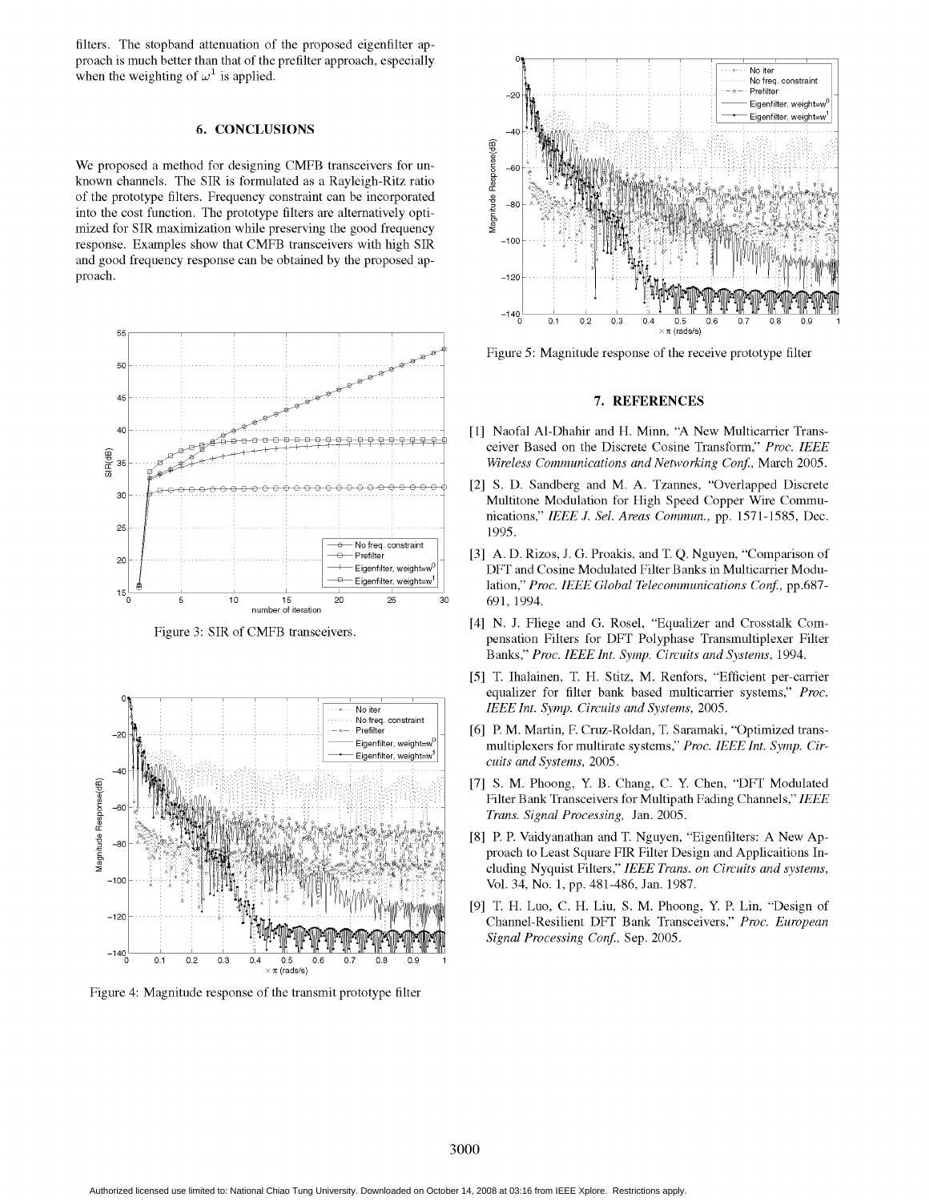filters. The stopband attenuation of the proposed eigenfilter approach is much better than that of the prefilter approach, especially when the weighting of $\omega^1$ is applied.

## 6. CONCLUSIONS

We proposed a method for designing CMFB transceivers for unknown channels. The SIR is formulated as a Rayleigh-Ritz ratio of the prototype filters. Frequency constraint can be incorporated into the cost function. The prototype filters are alternatively optimized for SIR maximization while preserving the good frequency response. Examples show that CMFB transceivers with high SIR and good frequency response can be obtained by the proposed approach.

SIR(dB)
55
50
45
40
35
30
25
20
15
0 5 10 15 20 25 30
number of iteration
No freq. constraint
Prefilter
Eigenfilter, weight=w$^0$
Eigenfilter, weight=w$^1$

Figure 3: SIR of CMFB transceivers.

Magnitude Response(dB)
0
−20
−40
−60
−80
−100
−120
−140
0 0.1 0.2 0.3 0.4 0.5 0.6 0.7 0.8 0.9 1
× π (rads/s)
No iter
No freq. constraint
Prefilter
Eigenfilter, weight=w$^0$
Eigenfilter, weight=w$^1$

Figure 4: Magnitude response of the transmit prototype filter

Magnitude Response(dB)
0
−20
−40
−60
−80
−100
−120
−140
0 0.1 0.2 0.3 0.4 0.5 0.6 0.7 0.8 0.9 1
× π (rads/s)
No iter
No freq. constraint
Prefilter
Eigenfilter, weight=w$^0$
Eigenfilter, weight=w$^1$

Figure 5: Magnitude response of the receive prototype filter

## 7. REFERENCES

[1] Naofal Al-Dhahir and H. Minn, "A New Multicarrier Transceiver Based on the Discrete Cosine Transform," *Proc. IEEE Wireless Communications and Networking Conf.,* March 2005.

[2] S. D. Sandberg and M. A. Tzannes, "Overlapped Discrete Multitone Modulation for High Speed Copper Wire Communications," *IEEE J. Sel. Areas Commun.,* pp. 1571-1585, Dec. 1995.

[3] A. D. Rizos, J. G. Proakis, and T. Q. Nguyen, "Comparison of DFT and Cosine Modulated Filter Banks in Multicarrier Modulation," *Proc. IEEE Global Telecommunications Conf.,* pp.687-691, 1994.

[4] N. J. Fliege and G. Rosel, "Equalizer and Crosstalk Compensation Filters for DFT Polyphase Transmultiplexer Filter Banks," *Proc. IEEE Int. Symp. Circuits and Systems,* 1994.

[5] T. Ihalainen, T. H. Stitz, M. Renfors, "Efficient per-carrier equalizer for filter bank based multicarrier systems," *Proc. IEEE Int. Symp. Circuits and Systems,* 2005.

[6] P. M. Martin, F. Cruz-Roldan, T. Saramaki, "Optimized transmultiplexers for multirate systems," *Proc. IEEE Int. Symp. Circuits and Systems,* 2005.

[7] S. M. Phoong, Y. B. Chang, C. Y. Chen, "DFT Modulated Filter Bank Transceivers for Multipath Fading Channels," *IEEE Trans. Signal Processing,* Jan. 2005.

[8] P. P. Vaidyanathan and T. Nguyen, "Eigenfilters: A New Approach to Least Square FIR Filter Design and Applicaitions Including Nyquist Filters," *IEEE Trans. on Circuits and systems,* Vol. 34, No. 1, pp. 481-486, Jan. 1987.

[9] T. H. Luo, C. H. Liu, S. M. Phoong, Y. P. Lin, "Design of Channel-Resilient DFT Bank Transceivers," *Proc. European Signal Processing Conf.,* Sep. 2005.